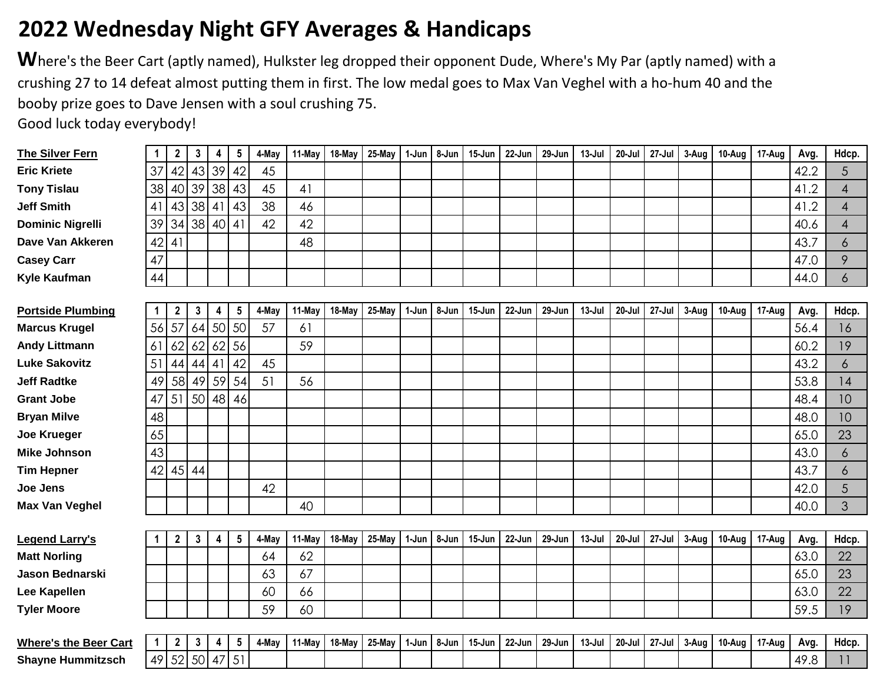# 2022 Wednesday Night GFY Averages & Handicaps

**W**here's the Beer Cart (aptly named), Hulkster leg dropped their opponent Dude, Where's My Par (aptly named) with a crushing 27 to 14 defeat almost putting them in first. The low medal goes to Max Van Veghel with a ho-hum 40 and the booby prize goes to Dave Jensen with a soul crushing 75.
Good luck today everybody!

| **The Silver Fern** | 1 | 2 | 3 | 4 | 5 | 4-May | 11-May | 18-May | 25-May | 1-Jun | 8-Jun | 15-Jun | 22-Jun | 29-Jun | 13-Jul | 20-Jul | 27-Jul | 3-Aug | 10-Aug | 17-Aug | Avg. | Hdcp. |
|---|---|---|---|---|---|---|---|---|---|---|---|---|---|---|---|---|---|---|---|---|---|---|
| Eric Kriete | 37 | 42 | 43 | 39 | 42 | 45 | | | | | | | | | | | | | | | 42.2 | 5 |
| Tony Tislau | 38 | 40 | 39 | 38 | 43 | 45 | 41 | | | | | | | | | | | | | | 41.2 | 4 |
| Jeff Smith | 41 | 43 | 38 | 41 | 43 | 38 | 46 | | | | | | | | | | | | | | 41.2 | 4 |
| Dominic Nigrelli | 39 | 34 | 38 | 40 | 41 | 42 | 42 | | | | | | | | | | | | | | 40.6 | 4 |
| Dave Van Akkeren | 42 | 41 | | | | | 48 | | | | | | | | | | | | | | 43.7 | 6 |
| Casey Carr | 47 | | | | | | | | | | | | | | | | | | | | 47.0 | 9 |
| Kyle Kaufman | 44 | | | | | | | | | | | | | | | | | | | | 44.0 | 6 |

| **Portside Plumbing** | 1 | 2 | 3 | 4 | 5 | 4-May | 11-May | 18-May | 25-May | 1-Jun | 8-Jun | 15-Jun | 22-Jun | 29-Jun | 13-Jul | 20-Jul | 27-Jul | 3-Aug | 10-Aug | 17-Aug | Avg. | Hdcp. |
|---|---|---|---|---|---|---|---|---|---|---|---|---|---|---|---|---|---|---|---|---|---|---|
| Marcus Krugel | 56 | 57 | 64 | 50 | 50 | 57 | 61 | | | | | | | | | | | | | | 56.4 | 16 |
| Andy Littmann | 61 | 62 | 62 | 62 | 56 | | 59 | | | | | | | | | | | | | | 60.2 | 19 |
| Luke Sakovitz | 51 | 44 | 44 | 41 | 42 | 45 | | | | | | | | | | | | | | | 43.2 | 6 |
| Jeff Radtke | 49 | 58 | 49 | 59 | 54 | 51 | 56 | | | | | | | | | | | | | | 53.8 | 14 |
| Grant Jobe | 47 | 51 | 50 | 48 | 46 | | | | | | | | | | | | | | | | 48.4 | 10 |
| Bryan Milve | 48 | | | | | | | | | | | | | | | | | | | | 48.0 | 10 |
| Joe Krueger | 65 | | | | | | | | | | | | | | | | | | | | 65.0 | 23 |
| Mike Johnson | 43 | | | | | | | | | | | | | | | | | | | | 43.0 | 6 |
| Tim Hepner | 42 | 45 | 44 | | | | | | | | | | | | | | | | | | 43.7 | 6 |
| Joe Jens | | | | | | 42 | | | | | | | | | | | | | | | 42.0 | 5 |
| Max Van Veghel | | | | | | | 40 | | | | | | | | | | | | | | 40.0 | 3 |

| **Legend Larry's** | 1 | 2 | 3 | 4 | 5 | 4-May | 11-May | 18-May | 25-May | 1-Jun | 8-Jun | 15-Jun | 22-Jun | 29-Jun | 13-Jul | 20-Jul | 27-Jul | 3-Aug | 10-Aug | 17-Aug | Avg. | Hdcp. |
|---|---|---|---|---|---|---|---|---|---|---|---|---|---|---|---|---|---|---|---|---|---|---|
| Matt Norling | | | | | | 64 | 62 | | | | | | | | | | | | | | 63.0 | 22 |
| Jason Bednarski | | | | | | 63 | 67 | | | | | | | | | | | | | | 65.0 | 23 |
| Lee Kapellen | | | | | | 60 | 66 | | | | | | | | | | | | | | 63.0 | 22 |
| Tyler Moore | | | | | | 59 | 60 | | | | | | | | | | | | | | 59.5 | 19 |

| **Where's the Beer Cart** | 1 | 2 | 3 | 4 | 5 | 4-May | 11-May | 18-May | 25-May | 1-Jun | 8-Jun | 15-Jun | 22-Jun | 29-Jun | 13-Jul | 20-Jul | 27-Jul | 3-Aug | 10-Aug | 17-Aug | Avg. | Hdcp. |
|---|---|---|---|---|---|---|---|---|---|---|---|---|---|---|---|---|---|---|---|---|---|---|
| Shayne Hummitzsch | 49 | 52 | 50 | 47 | 51 | | | | | | | | | | | | | | | | 49.8 | 11 |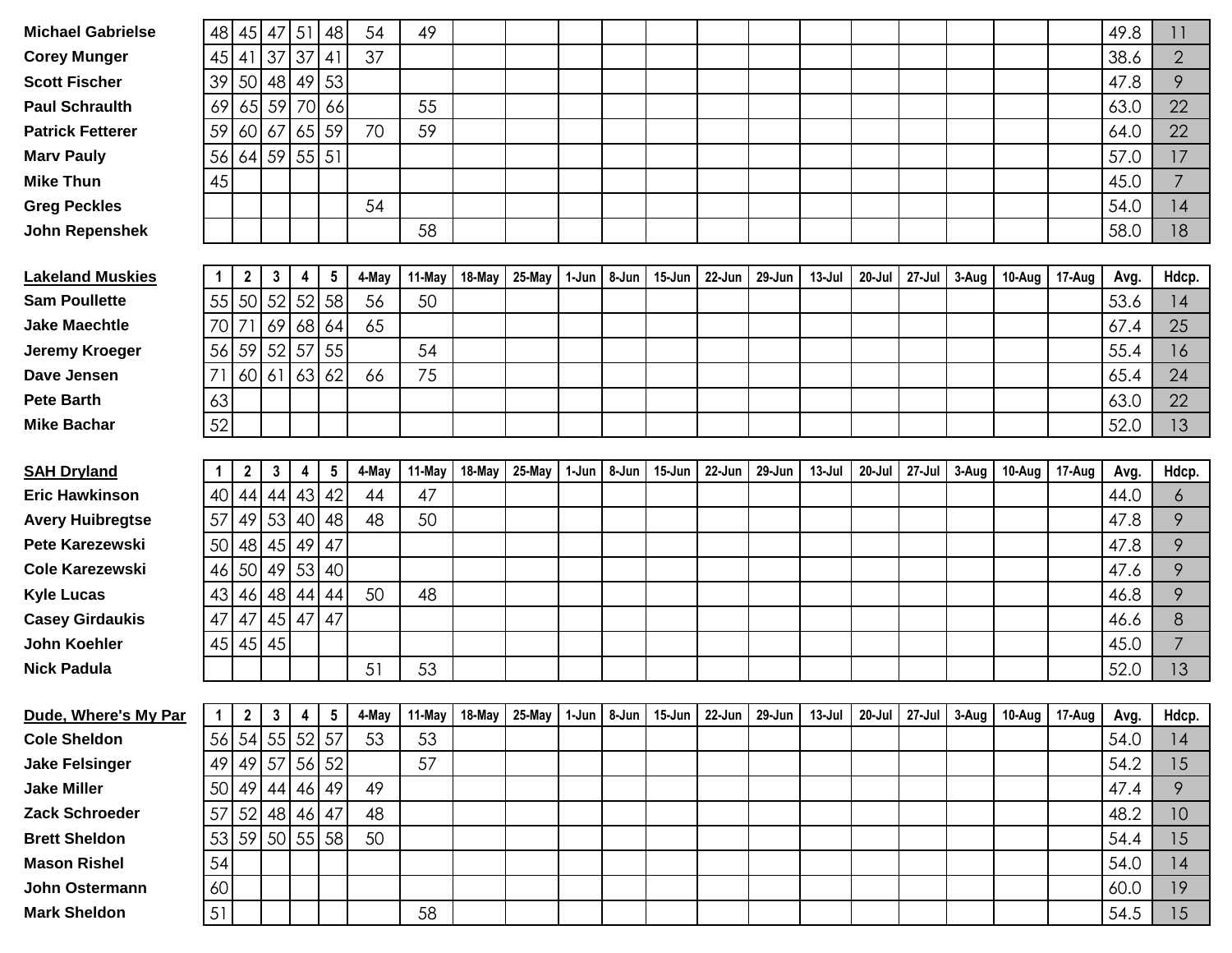| | 1 | 2 | 3 | 4 | 5 | 4-May | 11-May | 18-May | 25-May | 1-Jun | 8-Jun | 15-Jun | 22-Jun | 29-Jun | 13-Jul | 20-Jul | 27-Jul | 3-Aug | 10-Aug | 17-Aug | Avg. | Hdcp. |
|---|---|---|---|---|---|---|---|---|---|---|---|---|---|---|---|---|---|---|---|---|---|---|
| Michael Gabrielse | 48 | 45 | 47 | 51 | 48 | 54 | 49 | | | | | | | | | | | | | | 49.8 | 11 |
| Corey Munger | 45 | 41 | 37 | 37 | 41 | 37 | | | | | | | | | | | | | | | 38.6 | 2 |
| Scott Fischer | 39 | 50 | 48 | 49 | 53 | | | | | | | | | | | | | | | | 47.8 | 9 |
| Paul Schraulth | 69 | 65 | 59 | 70 | 66 | | 55 | | | | | | | | | | | | | | 63.0 | 22 |
| Patrick Fetterer | 59 | 60 | 67 | 65 | 59 | 70 | 59 | | | | | | | | | | | | | | 64.0 | 22 |
| Marv Pauly | 56 | 64 | 59 | 55 | 51 | | | | | | | | | | | | | | | | 57.0 | 17 |
| Mike Thun | 45 | | | | | | | | | | | | | | | | | | | | 45.0 | 7 |
| Greg Peckles | | | | | | 54 | | | | | | | | | | | | | | | 54.0 | 14 |
| John Repenshek | | | | | | | 58 | | | | | | | | | | | | | | 58.0 | 18 |

| **Lakeland Muskies** | 1 | 2 | 3 | 4 | 5 | 4-May | 11-May | 18-May | 25-May | 1-Jun | 8-Jun | 15-Jun | 22-Jun | 29-Jun | 13-Jul | 20-Jul | 27-Jul | 3-Aug | 10-Aug | 17-Aug | Avg. | Hdcp. |
|---|---|---|---|---|---|---|---|---|---|---|---|---|---|---|---|---|---|---|---|---|---|---|
| Sam Poullette | 55 | 50 | 52 | 52 | 58 | 56 | 50 | | | | | | | | | | | | | | 53.6 | 14 |
| Jake Maechtle | 70 | 71 | 69 | 68 | 64 | 65 | | | | | | | | | | | | | | | 67.4 | 25 |
| Jeremy Kroeger | 56 | 59 | 52 | 57 | 55 | | 54 | | | | | | | | | | | | | | 55.4 | 16 |
| Dave Jensen | 71 | 60 | 61 | 63 | 62 | 66 | 75 | | | | | | | | | | | | | | 65.4 | 24 |
| Pete Barth | 63 | | | | | | | | | | | | | | | | | | | | 63.0 | 22 |
| Mike Bachar | 52 | | | | | | | | | | | | | | | | | | | | 52.0 | 13 |

| **SAH Dryland** | 1 | 2 | 3 | 4 | 5 | 4-May | 11-May | 18-May | 25-May | 1-Jun | 8-Jun | 15-Jun | 22-Jun | 29-Jun | 13-Jul | 20-Jul | 27-Jul | 3-Aug | 10-Aug | 17-Aug | Avg. | Hdcp. |
|---|---|---|---|---|---|---|---|---|---|---|---|---|---|---|---|---|---|---|---|---|---|---|
| Eric Hawkinson | 40 | 44 | 44 | 43 | 42 | 44 | 47 | | | | | | | | | | | | | | 44.0 | 6 |
| Avery Huibregtse | 57 | 49 | 53 | 40 | 48 | 48 | 50 | | | | | | | | | | | | | | 47.8 | 9 |
| Pete Karezewski | 50 | 48 | 45 | 49 | 47 | | | | | | | | | | | | | | | | 47.8 | 9 |
| Cole Karezewski | 46 | 50 | 49 | 53 | 40 | | | | | | | | | | | | | | | | 47.6 | 9 |
| Kyle Lucas | 43 | 46 | 48 | 44 | 44 | 50 | 48 | | | | | | | | | | | | | | 46.8 | 9 |
| Casey Girdaukis | 47 | 47 | 45 | 47 | 47 | | | | | | | | | | | | | | | | 46.6 | 8 |
| John Koehler | 45 | 45 | 45 | | | | | | | | | | | | | | | | | | 45.0 | 7 |
| Nick Padula | | | | | | 51 | 53 | | | | | | | | | | | | | | 52.0 | 13 |

| **Dude, Where's My Par** | 1 | 2 | 3 | 4 | 5 | 4-May | 11-May | 18-May | 25-May | 1-Jun | 8-Jun | 15-Jun | 22-Jun | 29-Jun | 13-Jul | 20-Jul | 27-Jul | 3-Aug | 10-Aug | 17-Aug | Avg. | Hdcp. |
|---|---|---|---|---|---|---|---|---|---|---|---|---|---|---|---|---|---|---|---|---|---|---|
| Cole Sheldon | 56 | 54 | 55 | 52 | 57 | 53 | 53 | | | | | | | | | | | | | | 54.0 | 14 |
| Jake Felsinger | 49 | 49 | 57 | 56 | 52 | | 57 | | | | | | | | | | | | | | 54.2 | 15 |
| Jake Miller | 50 | 49 | 44 | 46 | 49 | 49 | | | | | | | | | | | | | | | 47.4 | 9 |
| Zack Schroeder | 57 | 52 | 48 | 46 | 47 | 48 | | | | | | | | | | | | | | | 48.2 | 10 |
| Brett Sheldon | 53 | 59 | 50 | 55 | 58 | 50 | | | | | | | | | | | | | | | 54.4 | 15 |
| Mason Rishel | 54 | | | | | | | | | | | | | | | | | | | | 54.0 | 14 |
| John Ostermann | 60 | | | | | | | | | | | | | | | | | | | | 60.0 | 19 |
| Mark Sheldon | 51 | | | | | | 58 | | | | | | | | | | | | | | 54.5 | 15 |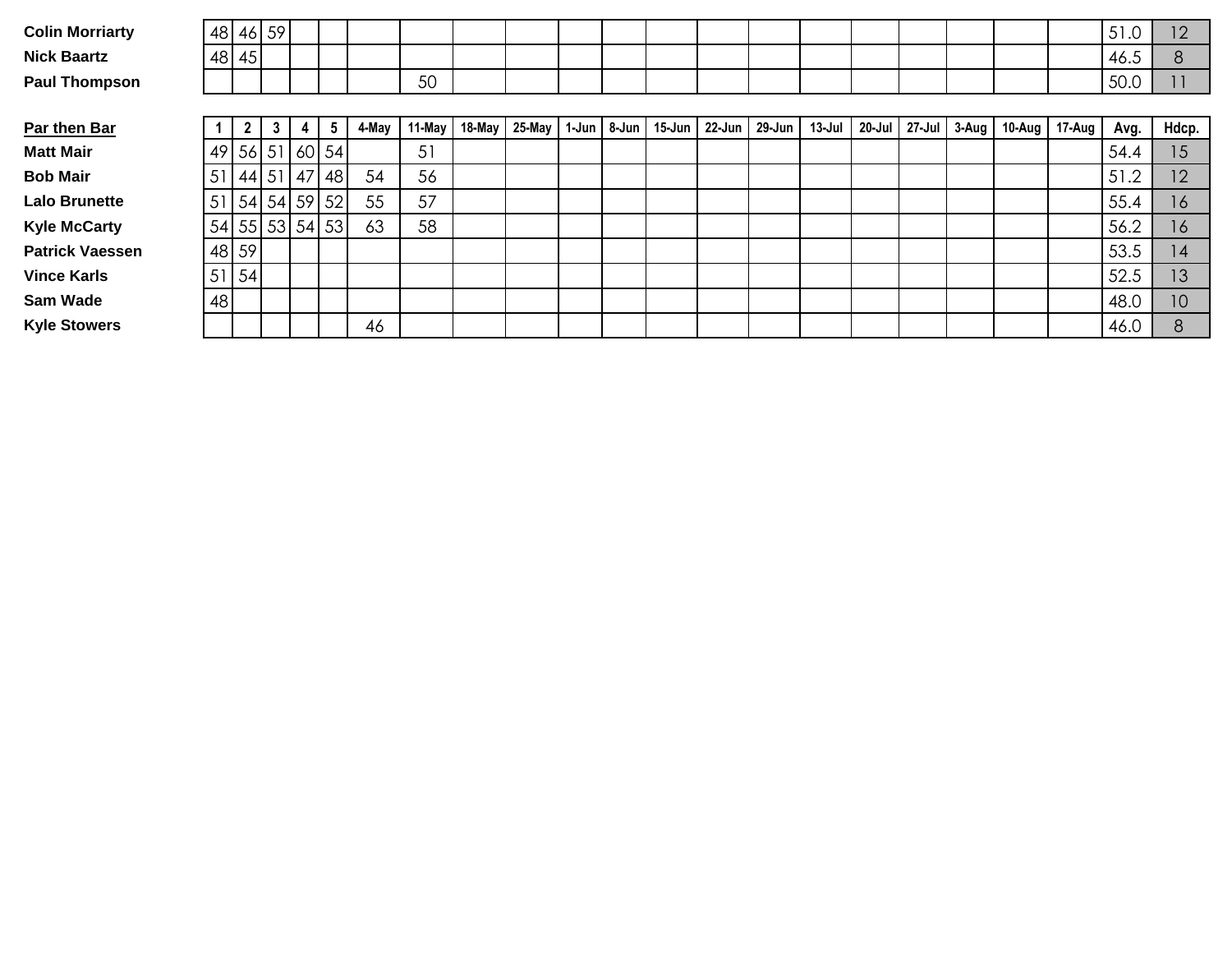| | 1 | 2 | 3 | 4 | 5 | 4-May | 11-May | 18-May | 25-May | 1-Jun | 8-Jun | 15-Jun | 22-Jun | 29-Jun | 13-Jul | 20-Jul | 27-Jul | 3-Aug | 10-Aug | 17-Aug | Avg. | Hdcp. |
|---|---|---|---|---|---|---|---|---|---|---|---|---|---|---|---|---|---|---|---|---|---|---|
| **Colin Morriarty** | 48 | 46 | 59 | | | | | | | | | | | | | | | | | | 51.0 | 12 |
| **Nick Baartz** | 48 | 45 | | | | | | | | | | | | | | | | | | | 46.5 | 8 |
| **Paul Thompson** | | | | | | | 50 | | | | | | | | | | | | | | 50.0 | 11 |

| **Par then Bar** | 1 | 2 | 3 | 4 | 5 | 4-May | 11-May | 18-May | 25-May | 1-Jun | 8-Jun | 15-Jun | 22-Jun | 29-Jun | 13-Jul | 20-Jul | 27-Jul | 3-Aug | 10-Aug | 17-Aug | Avg. | Hdcp. |
|---|---|---|---|---|---|---|---|---|---|---|---|---|---|---|---|---|---|---|---|---|---|---|
| **Matt Mair** | 49 | 56 | 51 | 60 | 54 | | 51 | | | | | | | | | | | | | | 54.4 | 15 |
| **Bob Mair** | 51 | 44 | 51 | 47 | 48 | 54 | 56 | | | | | | | | | | | | | | 51.2 | 12 |
| **Lalo Brunette** | 51 | 54 | 54 | 59 | 52 | 55 | 57 | | | | | | | | | | | | | | 55.4 | 16 |
| **Kyle McCarty** | 54 | 55 | 53 | 54 | 53 | 63 | 58 | | | | | | | | | | | | | | 56.2 | 16 |
| **Patrick Vaessen** | 48 | 59 | | | | | | | | | | | | | | | | | | | 53.5 | 14 |
| **Vince Karls** | 51 | 54 | | | | | | | | | | | | | | | | | | | 52.5 | 13 |
| **Sam Wade** | 48 | | | | | | | | | | | | | | | | | | | | 48.0 | 10 |
| **Kyle Stowers** | | | | | | 46 | | | | | | | | | | | | | | | 46.0 | 8 |